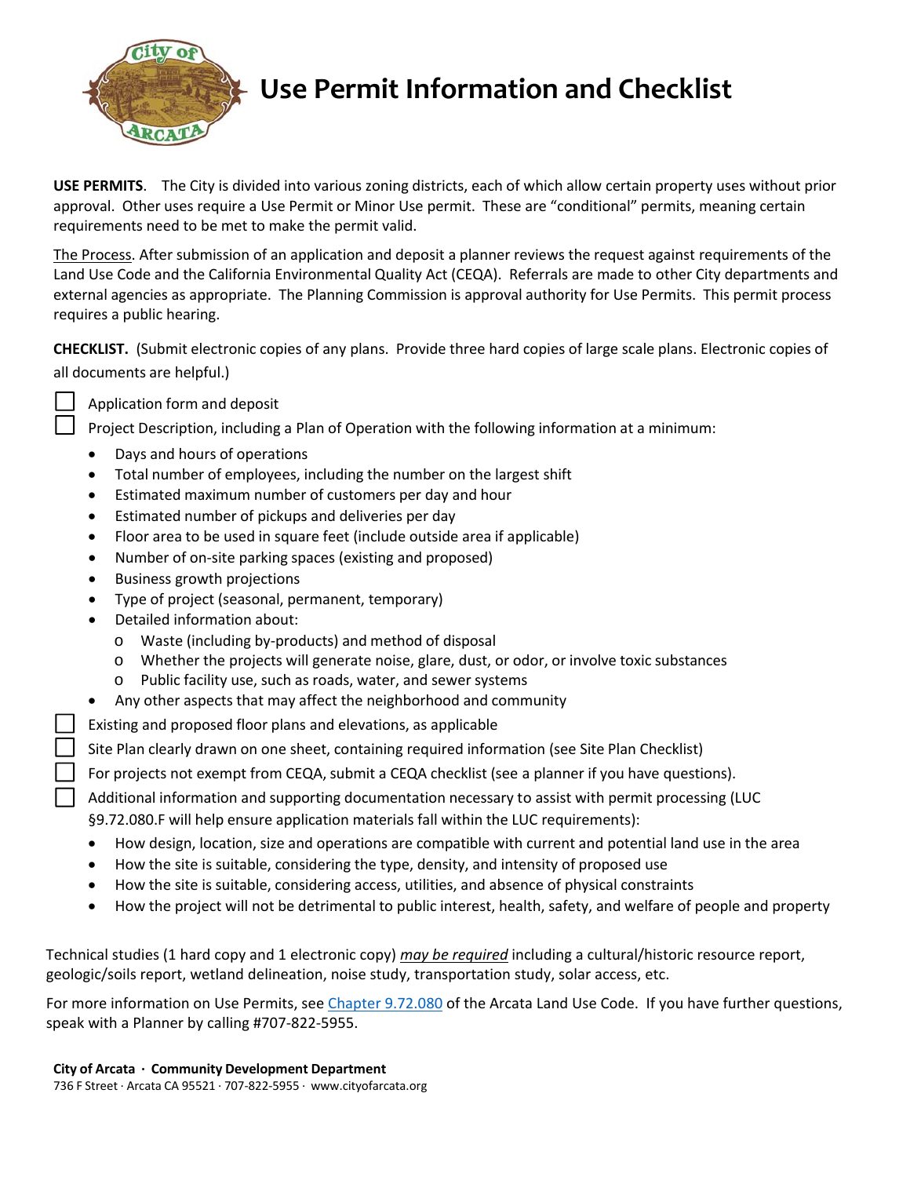# Use Permit Information and Checklist

**USE PERMITS**. The City is divided into various zoning districts, each of which allow certain property uses without prior approval. Other uses require a Use Permit or Minor Use permit. These are "conditional" permits, meaning certain requirements need to be met to make the permit valid.

The Process. After submission of an application and deposit a planner reviews the request against requirements of the Land Use Code and the California Environmental Quality Act (CEQA). Referrals are made to other City departments and external agencies as appropriate. The Planning Commission is approval authority for Use Permits. This permit process requires a public hearing.

**CHECKLIST.** (Submit electronic copies of any plans. Provide three hard copies of large scale plans. Electronic copies of all documents are helpful.)

- ☐ Application form and deposit
- ☐ Project Description, including a Plan of Operation with the following information at a minimum:
  - Days and hours of operations
  - Total number of employees, including the number on the largest shift
  - Estimated maximum number of customers per day and hour
  - Estimated number of pickups and deliveries per day
  - Floor area to be used in square feet (include outside area if applicable)
  - Number of on-site parking spaces (existing and proposed)
  - Business growth projections
  - Type of project (seasonal, permanent, temporary)
  - Detailed information about:
    - Waste (including by-products) and method of disposal
    - Whether the projects will generate noise, glare, dust, or odor, or involve toxic substances
    - Public facility use, such as roads, water, and sewer systems
  - Any other aspects that may affect the neighborhood and community
- ☐ Existing and proposed floor plans and elevations, as applicable
- ☐ Site Plan clearly drawn on one sheet, containing required information (see Site Plan Checklist)
- ☐ For projects not exempt from CEQA, submit a CEQA checklist (see a planner if you have questions).
- ☐ Additional information and supporting documentation necessary to assist with permit processing (LUC §9.72.080.F will help ensure application materials fall within the LUC requirements):
  - How design, location, size and operations are compatible with current and potential land use in the area
  - How the site is suitable, considering the type, density, and intensity of proposed use
  - How the site is suitable, considering access, utilities, and absence of physical constraints
  - How the project will not be detrimental to public interest, health, safety, and welfare of people and property

Technical studies (1 hard copy and 1 electronic copy) ***may be required*** including a cultural/historic resource report, geologic/soils report, wetland delineation, noise study, transportation study, solar access, etc.

For more information on Use Permits, see Chapter 9.72.080 of the Arcata Land Use Code. If you have further questions, speak with a Planner by calling #707-822-5955.

**City of Arcata · Community Development Department**
736 F Street · Arcata CA 95521 · 707-822-5955 · www.cityofarcata.org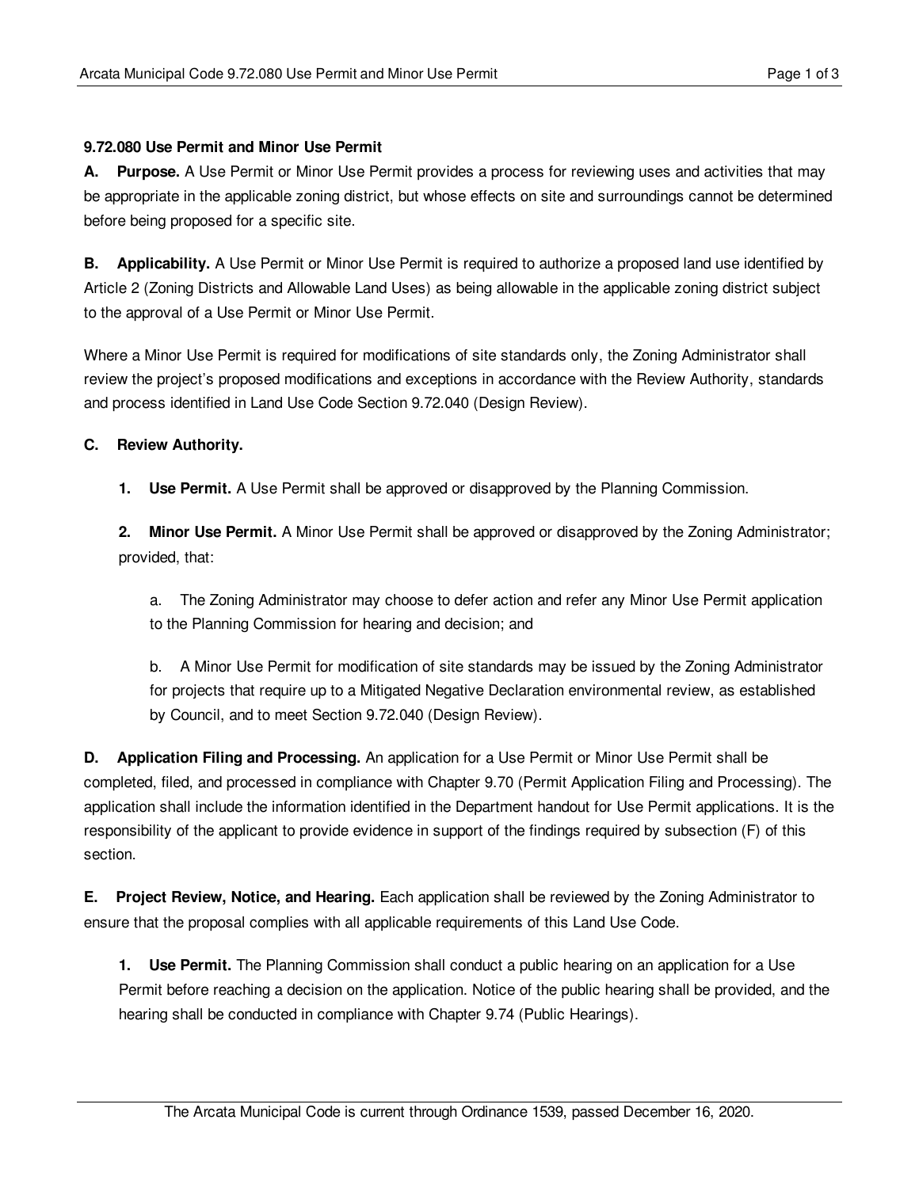**9.72.080 Use Permit and Minor Use Permit**

**A. Purpose.** A Use Permit or Minor Use Permit provides a process for reviewing uses and activities that may be appropriate in the applicable zoning district, but whose effects on site and surroundings cannot be determined before being proposed for a specific site.

**B. Applicability.** A Use Permit or Minor Use Permit is required to authorize a proposed land use identified by Article 2 (Zoning Districts and Allowable Land Uses) as being allowable in the applicable zoning district subject to the approval of a Use Permit or Minor Use Permit.

Where a Minor Use Permit is required for modifications of site standards only, the Zoning Administrator shall review the project's proposed modifications and exceptions in accordance with the Review Authority, standards and process identified in Land Use Code Section 9.72.040 (Design Review).

**C. Review Authority.**

**1. Use Permit.** A Use Permit shall be approved or disapproved by the Planning Commission.

**2. Minor Use Permit.** A Minor Use Permit shall be approved or disapproved by the Zoning Administrator; provided, that:

a. The Zoning Administrator may choose to defer action and refer any Minor Use Permit application to the Planning Commission for hearing and decision; and

b. A Minor Use Permit for modification of site standards may be issued by the Zoning Administrator for projects that require up to a Mitigated Negative Declaration environmental review, as established by Council, and to meet Section 9.72.040 (Design Review).

**D. Application Filing and Processing.** An application for a Use Permit or Minor Use Permit shall be completed, filed, and processed in compliance with Chapter 9.70 (Permit Application Filing and Processing). The application shall include the information identified in the Department handout for Use Permit applications. It is the responsibility of the applicant to provide evidence in support of the findings required by subsection (F) of this section.

**E. Project Review, Notice, and Hearing.** Each application shall be reviewed by the Zoning Administrator to ensure that the proposal complies with all applicable requirements of this Land Use Code.

**1. Use Permit.** The Planning Commission shall conduct a public hearing on an application for a Use Permit before reaching a decision on the application. Notice of the public hearing shall be provided, and the hearing shall be conducted in compliance with Chapter 9.74 (Public Hearings).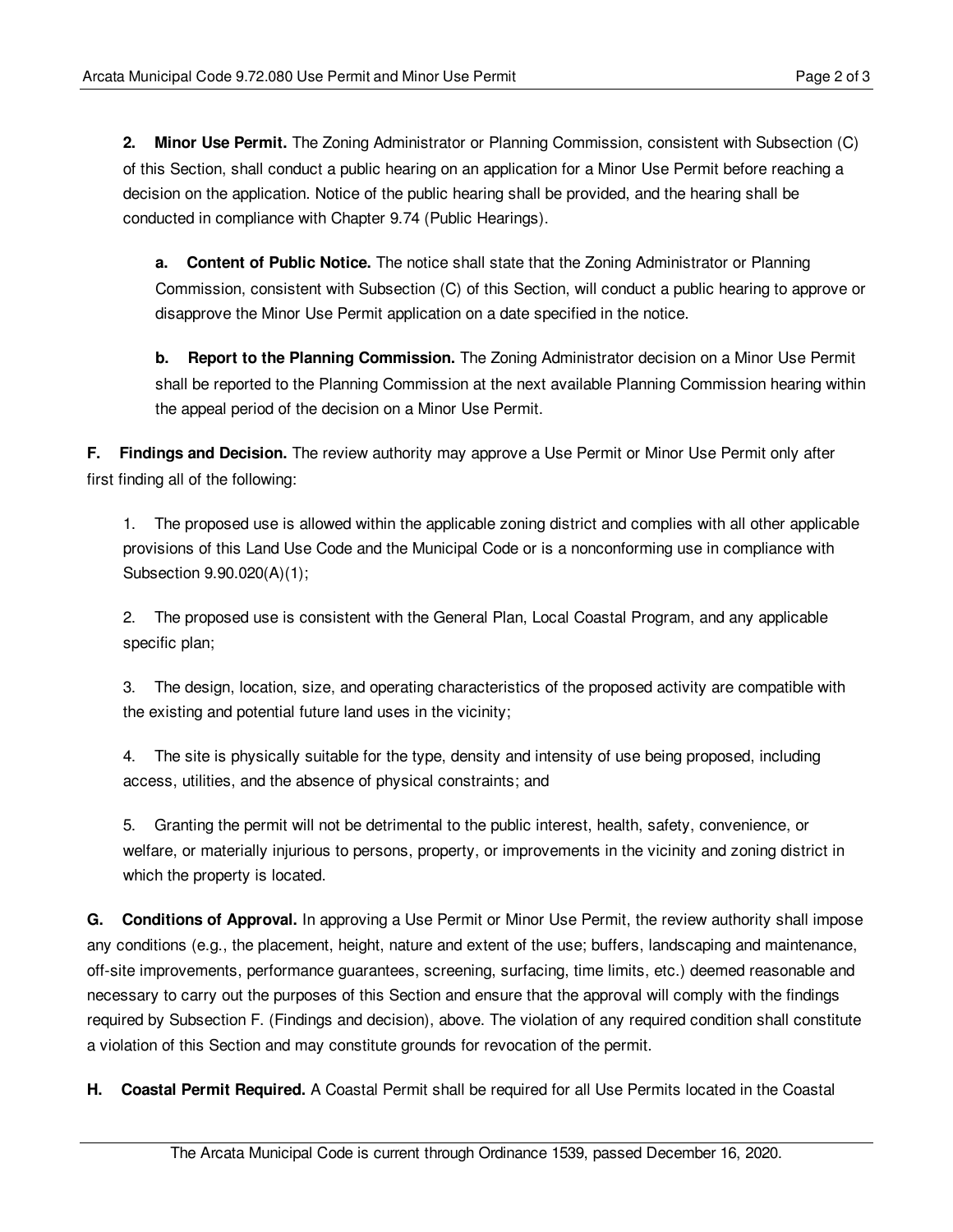**2. Minor Use Permit.** The Zoning Administrator or Planning Commission, consistent with Subsection (C) of this Section, shall conduct a public hearing on an application for a Minor Use Permit before reaching a decision on the application. Notice of the public hearing shall be provided, and the hearing shall be conducted in compliance with Chapter 9.74 (Public Hearings).

**a. Content of Public Notice.** The notice shall state that the Zoning Administrator or Planning Commission, consistent with Subsection (C) of this Section, will conduct a public hearing to approve or disapprove the Minor Use Permit application on a date specified in the notice.

**b. Report to the Planning Commission.** The Zoning Administrator decision on a Minor Use Permit shall be reported to the Planning Commission at the next available Planning Commission hearing within the appeal period of the decision on a Minor Use Permit.

**F. Findings and Decision.** The review authority may approve a Use Permit or Minor Use Permit only after first finding all of the following:

1. The proposed use is allowed within the applicable zoning district and complies with all other applicable provisions of this Land Use Code and the Municipal Code or is a nonconforming use in compliance with Subsection 9.90.020(A)(1);

2. The proposed use is consistent with the General Plan, Local Coastal Program, and any applicable specific plan;

3. The design, location, size, and operating characteristics of the proposed activity are compatible with the existing and potential future land uses in the vicinity;

4. The site is physically suitable for the type, density and intensity of use being proposed, including access, utilities, and the absence of physical constraints; and

5. Granting the permit will not be detrimental to the public interest, health, safety, convenience, or welfare, or materially injurious to persons, property, or improvements in the vicinity and zoning district in which the property is located.

**G. Conditions of Approval.** In approving a Use Permit or Minor Use Permit, the review authority shall impose any conditions (e.g., the placement, height, nature and extent of the use; buffers, landscaping and maintenance, off-site improvements, performance guarantees, screening, surfacing, time limits, etc.) deemed reasonable and necessary to carry out the purposes of this Section and ensure that the approval will comply with the findings required by Subsection F. (Findings and decision), above. The violation of any required condition shall constitute a violation of this Section and may constitute grounds for revocation of the permit.

**H. Coastal Permit Required.** A Coastal Permit shall be required for all Use Permits located in the Coastal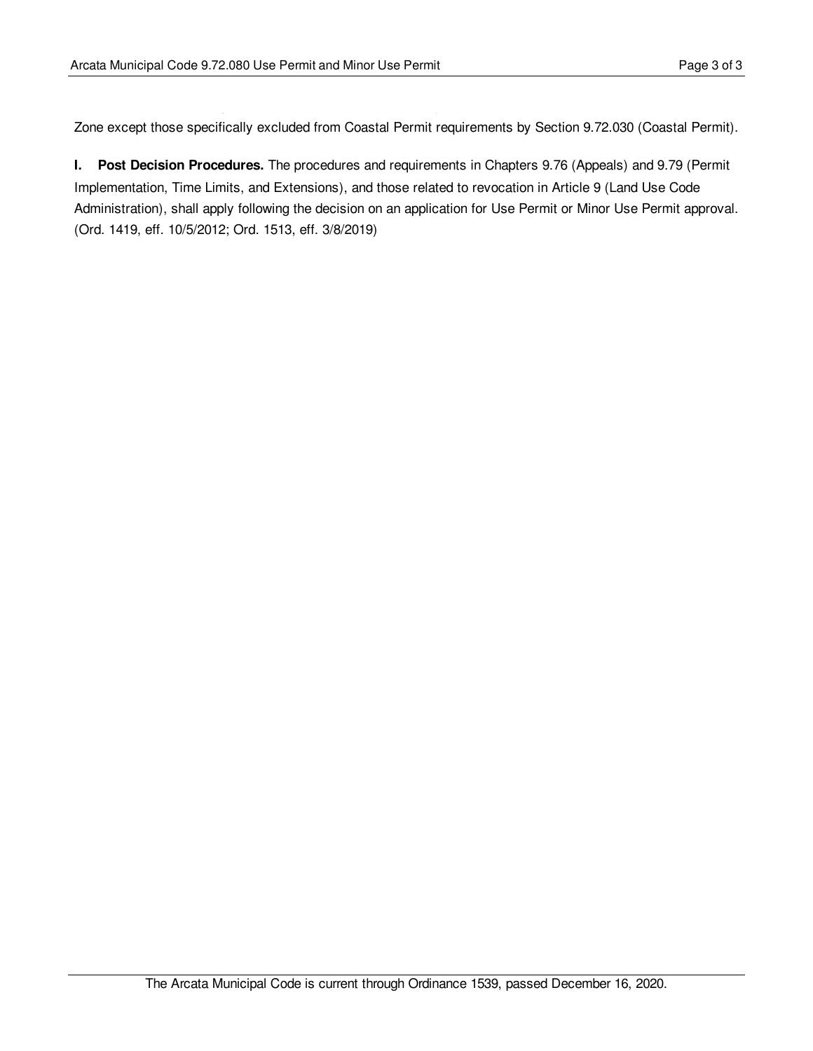Zone except those specifically excluded from Coastal Permit requirements by Section 9.72.030 (Coastal Permit).

**I. Post Decision Procedures.** The procedures and requirements in Chapters 9.76 (Appeals) and 9.79 (Permit Implementation, Time Limits, and Extensions), and those related to revocation in Article 9 (Land Use Code Administration), shall apply following the decision on an application for Use Permit or Minor Use Permit approval. (Ord. 1419, eff. 10/5/2012; Ord. 1513, eff. 3/8/2019)

The Arcata Municipal Code is current through Ordinance 1539, passed December 16, 2020.